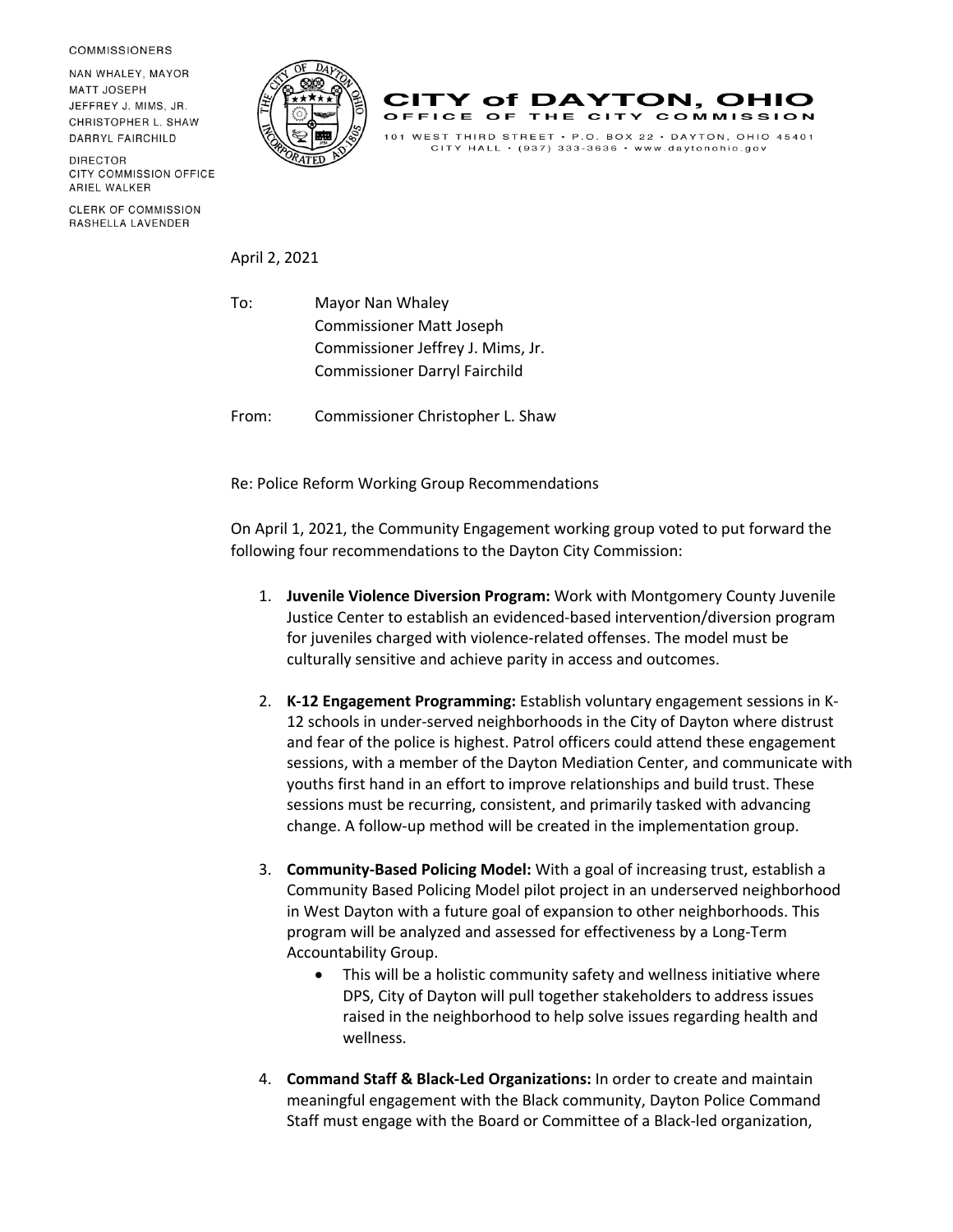COMMISSIONERS

NAN WHALEY, MAYOR
MATT JOSEPH
JEFFREY J. MIMS, JR.
CHRISTOPHER L. SHAW
DARRYL FAIRCHILD

DIRECTOR
CITY COMMISSION OFFICE
ARIEL WALKER

CLERK OF COMMISSION
RASHELLA LAVENDER

# CITY of DAYTON, OHIO

## OFFICE OF THE CITY COMMISSION

101 WEST THIRD STREET • P.O. BOX 22 • DAYTON, OHIO 45401
CITY HALL • (937) 333-3636 • www.daytonohio.gov

April 2, 2021

To: Mayor Nan Whaley
Commissioner Matt Joseph
Commissioner Jeffrey J. Mims, Jr.
Commissioner Darryl Fairchild

From: Commissioner Christopher L. Shaw

Re: Police Reform Working Group Recommendations

On April 1, 2021, the Community Engagement working group voted to put forward the following four recommendations to the Dayton City Commission:

1. **Juvenile Violence Diversion Program:** Work with Montgomery County Juvenile Justice Center to establish an evidenced-based intervention/diversion program for juveniles charged with violence-related offenses. The model must be culturally sensitive and achieve parity in access and outcomes.

2. **K-12 Engagement Programming:** Establish voluntary engagement sessions in K-12 schools in under-served neighborhoods in the City of Dayton where distrust and fear of the police is highest. Patrol officers could attend these engagement sessions, with a member of the Dayton Mediation Center, and communicate with youths first hand in an effort to improve relationships and build trust. These sessions must be recurring, consistent, and primarily tasked with advancing change. A follow-up method will be created in the implementation group.

3. **Community-Based Policing Model:** With a goal of increasing trust, establish a Community Based Policing Model pilot project in an underserved neighborhood in West Dayton with a future goal of expansion to other neighborhoods. This program will be analyzed and assessed for effectiveness by a Long-Term Accountability Group.
   - This will be a holistic community safety and wellness initiative where DPS, City of Dayton will pull together stakeholders to address issues raised in the neighborhood to help solve issues regarding health and wellness.

4. **Command Staff & Black-Led Organizations:** In order to create and maintain meaningful engagement with the Black community, Dayton Police Command Staff must engage with the Board or Committee of a Black-led organization,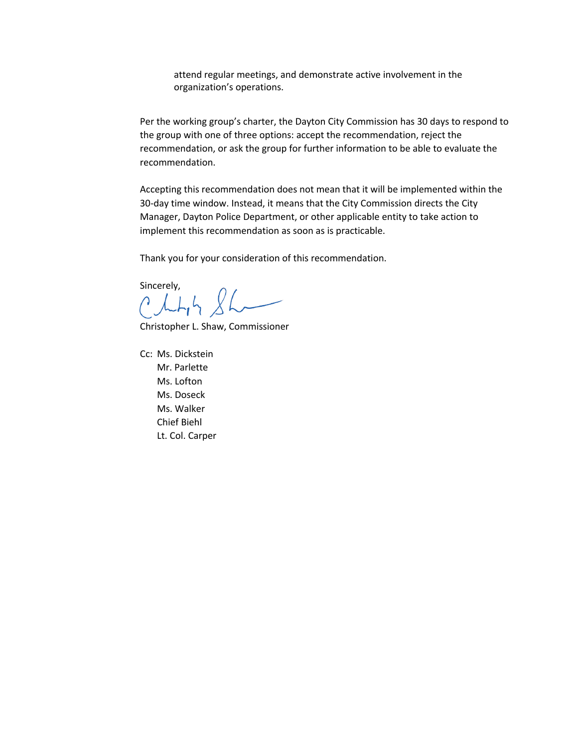attend regular meetings, and demonstrate active involvement in the organization's operations.

Per the working group's charter, the Dayton City Commission has 30 days to respond to the group with one of three options: accept the recommendation, reject the recommendation, or ask the group for further information to be able to evaluate the recommendation.

Accepting this recommendation does not mean that it will be implemented within the 30-day time window. Instead, it means that the City Commission directs the City Manager, Dayton Police Department, or other applicable entity to take action to implement this recommendation as soon as is practicable.

Thank you for your consideration of this recommendation.

Sincerely,

Christopher L. Shaw, Commissioner

Cc: Ms. Dickstein
    Mr. Parlette
    Ms. Lofton
    Ms. Doseck
    Ms. Walker
    Chief Biehl
    Lt. Col. Carper